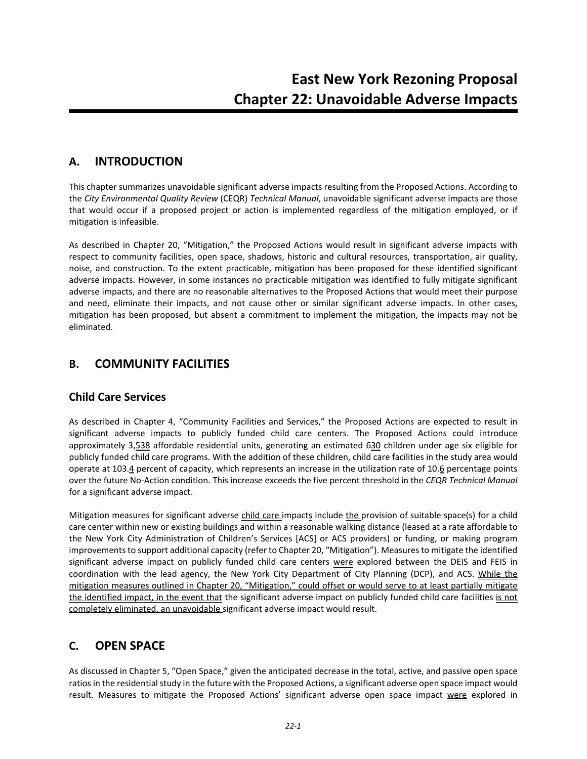# East New York Rezoning Proposal
# Chapter 22: Unavoidable Adverse Impacts

## A. INTRODUCTION

This chapter summarizes unavoidable significant adverse impacts resulting from the Proposed Actions. According to the *City Environmental Quality Review* (CEQR) *Technical Manual*, unavoidable significant adverse impacts are those that would occur if a proposed project or action is implemented regardless of the mitigation employed, or if mitigation is infeasible.

As described in Chapter 20, "Mitigation," the Proposed Actions would result in significant adverse impacts with respect to community facilities, open space, shadows, historic and cultural resources, transportation, air quality, noise, and construction. To the extent practicable, mitigation has been proposed for these identified significant adverse impacts. However, in some instances no practicable mitigation was identified to fully mitigate significant adverse impacts, and there are no reasonable alternatives to the Proposed Actions that would meet their purpose and need, eliminate their impacts, and not cause other or similar significant adverse impacts. In other cases, mitigation has been proposed, but absent a commitment to implement the mitigation, the impacts may not be eliminated.

## B. COMMUNITY FACILITIES

### Child Care Services

As described in Chapter 4, "Community Facilities and Services," the Proposed Actions are expected to result in significant adverse impacts to publicly funded child care centers. The Proposed Actions could introduce approximately 3,538 affordable residential units, generating an estimated 630 children under age six eligible for publicly funded child care programs. With the addition of these children, child care facilities in the study area would operate at 103.4 percent of capacity, which represents an increase in the utilization rate of 10.6 percentage points over the future No-Action condition. This increase exceeds the five percent threshold in the *CEQR Technical Manual* for a significant adverse impact.

Mitigation measures for significant adverse child care impacts include the provision of suitable space(s) for a child care center within new or existing buildings and within a reasonable walking distance (leased at a rate affordable to the New York City Administration of Children's Services [ACS] or ACS providers) or funding, or making program improvements to support additional capacity (refer to Chapter 20, "Mitigation"). Measures to mitigate the identified significant adverse impact on publicly funded child care centers were explored between the DEIS and FEIS in coordination with the lead agency, the New York City Department of City Planning (DCP), and ACS. While the mitigation measures outlined in Chapter 20, "Mitigation," could offset or would serve to at least partially mitigate the identified impact, in the event that the significant adverse impact on publicly funded child care facilities is not completely eliminated, an unavoidable significant adverse impact would result.

## C. OPEN SPACE

As discussed in Chapter 5, "Open Space," given the anticipated decrease in the total, active, and passive open space ratios in the residential study in the future with the Proposed Actions, a significant adverse open space impact would result. Measures to mitigate the Proposed Actions' significant adverse open space impact were explored in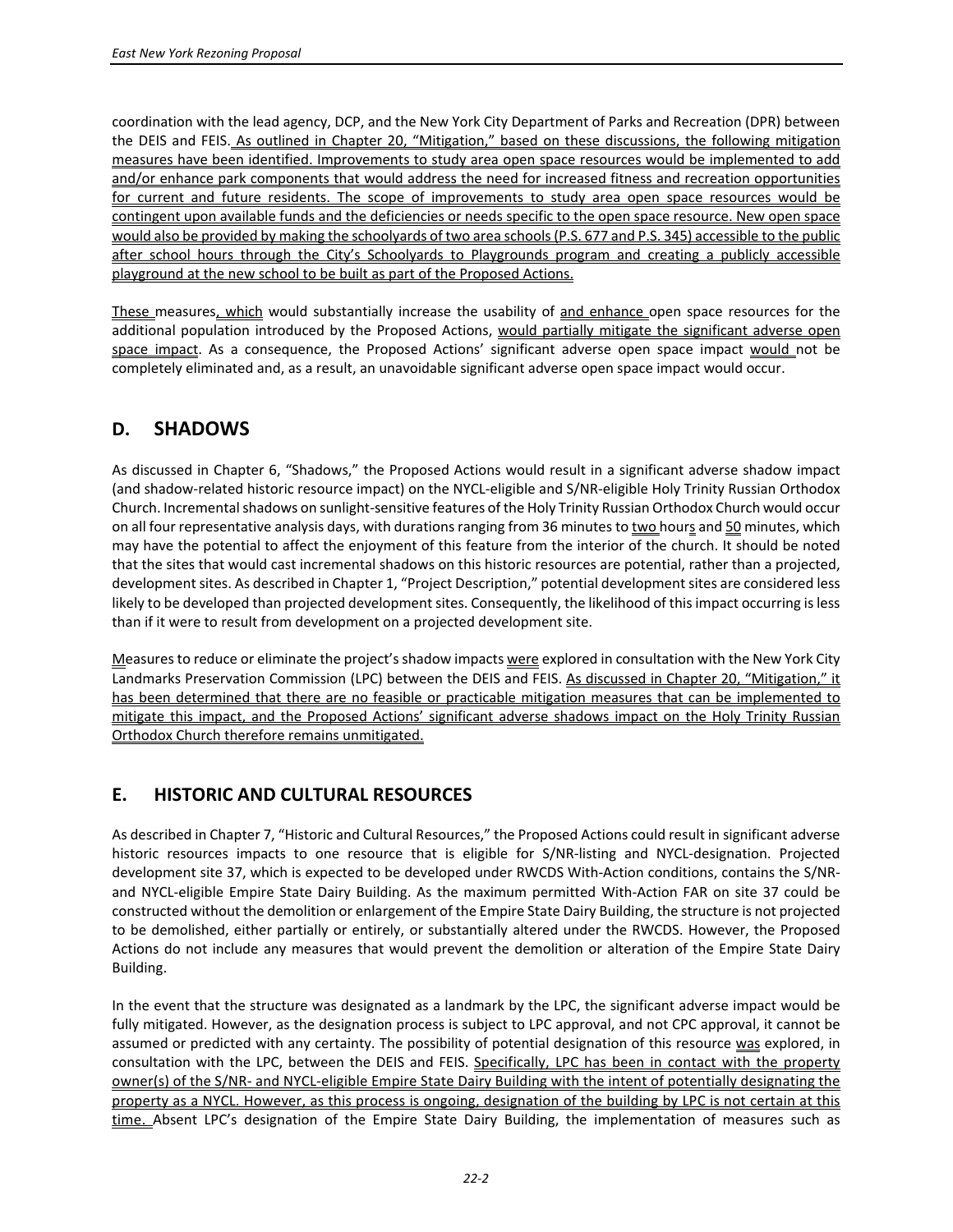coordination with the lead agency, DCP, and the New York City Department of Parks and Recreation (DPR) between the DEIS and FEIS. As outlined in Chapter 20, "Mitigation," based on these discussions, the following mitigation measures have been identified. Improvements to study area open space resources would be implemented to add and/or enhance park components that would address the need for increased fitness and recreation opportunities for current and future residents. The scope of improvements to study area open space resources would be contingent upon available funds and the deficiencies or needs specific to the open space resource. New open space would also be provided by making the schoolyards of two area schools (P.S. 677 and P.S. 345) accessible to the public after school hours through the City's Schoolyards to Playgrounds program and creating a publicly accessible playground at the new school to be built as part of the Proposed Actions.

These measures, which would substantially increase the usability of and enhance open space resources for the additional population introduced by the Proposed Actions, would partially mitigate the significant adverse open space impact. As a consequence, the Proposed Actions' significant adverse open space impact would not be completely eliminated and, as a result, an unavoidable significant adverse open space impact would occur.

## D. SHADOWS

As discussed in Chapter 6, "Shadows," the Proposed Actions would result in a significant adverse shadow impact (and shadow-related historic resource impact) on the NYCL-eligible and S/NR-eligible Holy Trinity Russian Orthodox Church. Incremental shadows on sunlight-sensitive features of the Holy Trinity Russian Orthodox Church would occur on all four representative analysis days, with durations ranging from 36 minutes to two hours and 50 minutes, which may have the potential to affect the enjoyment of this feature from the interior of the church. It should be noted that the sites that would cast incremental shadows on this historic resources are potential, rather than a projected, development sites. As described in Chapter 1, "Project Description," potential development sites are considered less likely to be developed than projected development sites. Consequently, the likelihood of this impact occurring is less than if it were to result from development on a projected development site.

Measures to reduce or eliminate the project's shadow impacts were explored in consultation with the New York City Landmarks Preservation Commission (LPC) between the DEIS and FEIS. As discussed in Chapter 20, "Mitigation," it has been determined that there are no feasible or practicable mitigation measures that can be implemented to mitigate this impact, and the Proposed Actions' significant adverse shadows impact on the Holy Trinity Russian Orthodox Church therefore remains unmitigated.

## E. HISTORIC AND CULTURAL RESOURCES

As described in Chapter 7, "Historic and Cultural Resources," the Proposed Actions could result in significant adverse historic resources impacts to one resource that is eligible for S/NR-listing and NYCL-designation. Projected development site 37, which is expected to be developed under RWCDS With-Action conditions, contains the S/NR- and NYCL-eligible Empire State Dairy Building. As the maximum permitted With-Action FAR on site 37 could be constructed without the demolition or enlargement of the Empire State Dairy Building, the structure is not projected to be demolished, either partially or entirely, or substantially altered under the RWCDS. However, the Proposed Actions do not include any measures that would prevent the demolition or alteration of the Empire State Dairy Building.

In the event that the structure was designated as a landmark by the LPC, the significant adverse impact would be fully mitigated. However, as the designation process is subject to LPC approval, and not CPC approval, it cannot be assumed or predicted with any certainty. The possibility of potential designation of this resource was explored, in consultation with the LPC, between the DEIS and FEIS. Specifically, LPC has been in contact with the property owner(s) of the S/NR- and NYCL-eligible Empire State Dairy Building with the intent of potentially designating the property as a NYCL. However, as this process is ongoing, designation of the building by LPC is not certain at this time. Absent LPC's designation of the Empire State Dairy Building, the implementation of measures such as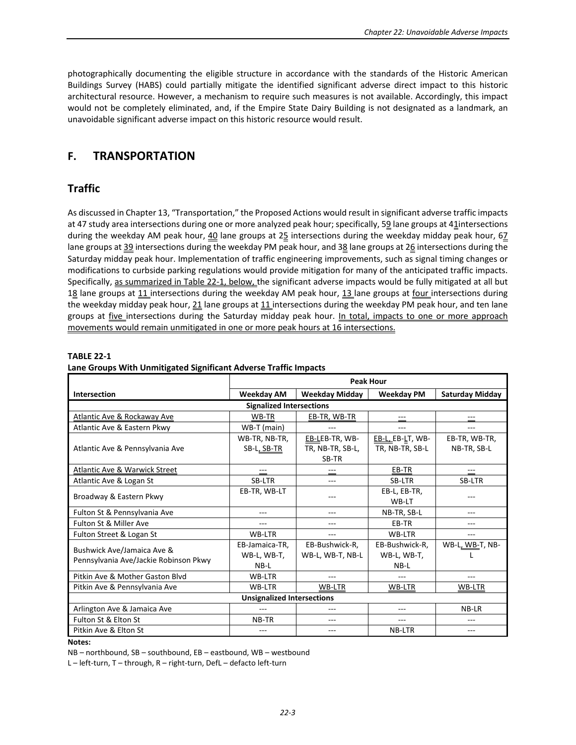photographically documenting the eligible structure in accordance with the standards of the Historic American Buildings Survey (HABS) could partially mitigate the identified significant adverse direct impact to this historic architectural resource. However, a mechanism to require such measures is not available. Accordingly, this impact would not be completely eliminated, and, if the Empire State Dairy Building is not designated as a landmark, an unavoidable significant adverse impact on this historic resource would result.

## F. TRANSPORTATION

### Traffic

As discussed in Chapter 13, "Transportation," the Proposed Actions would result in significant adverse traffic impacts at 47 study area intersections during one or more analyzed peak hour; specifically, 59 lane groups at 41intersections during the weekday AM peak hour, 40 lane groups at 25 intersections during the weekday midday peak hour, 67 lane groups at 39 intersections during the weekday PM peak hour, and 38 lane groups at 26 intersections during the Saturday midday peak hour. Implementation of traffic engineering improvements, such as signal timing changes or modifications to curbside parking regulations would provide mitigation for many of the anticipated traffic impacts. Specifically, as summarized in Table 22-1, below, the significant adverse impacts would be fully mitigated at all but 18 lane groups at 11 intersections during the weekday AM peak hour, 13 lane groups at four intersections during the weekday midday peak hour, 21 lane groups at 11 intersections during the weekday PM peak hour, and ten lane groups at five intersections during the Saturday midday peak hour. In total, impacts to one or more approach movements would remain unmitigated in one or more peak hours at 16 intersections.

**TABLE 22-1**
**Lane Groups With Unmitigated Significant Adverse Traffic Impacts**

| | Peak Hour | | | |
|---|---|---|---|---|
| **Intersection** | **Weekday AM** | **Weekday Midday** | **Weekday PM** | **Saturday Midday** |
| **Signalized Intersections** | | | | |
| Atlantic Ave & Rockaway Ave | WB-TR | EB-TR, WB-TR | --- | --- |
| Atlantic Ave & Eastern Pkwy | WB-T (main) | --- | --- | --- |
| Atlantic Ave & Pennsylvania Ave | WB-TR, NB-TR, SB-L, SB-TR | EB-LEB-TR, WB-TR, NB-TR, SB-L, SB-TR | EB-L, EB-LT, WB-TR, NB-TR, SB-L | EB-TR, WB-TR, NB-TR, SB-L |
| Atlantic Ave & Warwick Street | --- | --- | EB-TR | --- |
| Atlantic Ave & Logan St | SB-LTR | --- | SB-LTR | SB-LTR |
| Broadway & Eastern Pkwy | EB-TR, WB-LT | --- | EB-L, EB-TR, WB-LT | --- |
| Fulton St & Pennsylvania Ave | --- | --- | NB-TR, SB-L | --- |
| Fulton St & Miller Ave | --- | --- | EB-TR | --- |
| Fulton Street & Logan St | WB-LTR | --- | WB-LTR | --- |
| Bushwick Ave/Jamaica Ave & Pennsylvania Ave/Jackie Robinson Pkwy | EB-Jamaica-TR, WB-L, WB-T, NB-L | EB-Bushwick-R, WB-L, WB-T, NB-L | EB-Bushwick-R, WB-L, WB-T, NB-L | WB-L, WB-T, NB-L |
| Pitkin Ave & Mother Gaston Blvd | WB-LTR | --- | --- | --- |
| Pitkin Ave & Pennsylvania Ave | WB-LTR | WB-LTR | WB-LTR | WB-LTR |
| **Unsignalized Intersections** | | | | |
| Arlington Ave & Jamaica Ave | --- | --- | --- | NB-LR |
| Fulton St & Elton St | NB-TR | --- | --- | --- |
| Pitkin Ave & Elton St | --- | --- | NB-LTR | --- |

**Notes:**
NB – northbound, SB – southbound, EB – eastbound, WB – westbound
L – left-turn, T – through, R – right-turn, DefL – defacto left-turn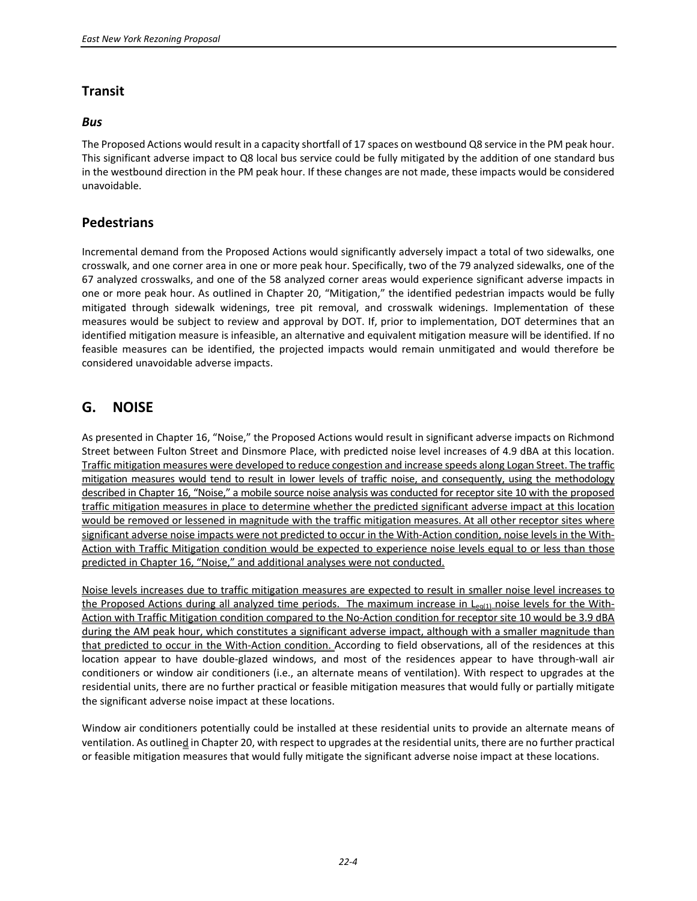## Transit

### *Bus*

The Proposed Actions would result in a capacity shortfall of 17 spaces on westbound Q8 service in the PM peak hour. This significant adverse impact to Q8 local bus service could be fully mitigated by the addition of one standard bus in the westbound direction in the PM peak hour. If these changes are not made, these impacts would be considered unavoidable.

## Pedestrians

Incremental demand from the Proposed Actions would significantly adversely impact a total of two sidewalks, one crosswalk, and one corner area in one or more peak hour. Specifically, two of the 79 analyzed sidewalks, one of the 67 analyzed crosswalks, and one of the 58 analyzed corner areas would experience significant adverse impacts in one or more peak hour. As outlined in Chapter 20, "Mitigation," the identified pedestrian impacts would be fully mitigated through sidewalk widenings, tree pit removal, and crosswalk widenings. Implementation of these measures would be subject to review and approval by DOT. If, prior to implementation, DOT determines that an identified mitigation measure is infeasible, an alternative and equivalent mitigation measure will be identified. If no feasible measures can be identified, the projected impacts would remain unmitigated and would therefore be considered unavoidable adverse impacts.

# G. NOISE

As presented in Chapter 16, "Noise," the Proposed Actions would result in significant adverse impacts on Richmond Street between Fulton Street and Dinsmore Place, with predicted noise level increases of 4.9 dBA at this location. Traffic mitigation measures were developed to reduce congestion and increase speeds along Logan Street. The traffic mitigation measures would tend to result in lower levels of traffic noise, and consequently, using the methodology described in Chapter 16, "Noise," a mobile source noise analysis was conducted for receptor site 10 with the proposed traffic mitigation measures in place to determine whether the predicted significant adverse impact at this location would be removed or lessened in magnitude with the traffic mitigation measures. At all other receptor sites where significant adverse noise impacts were not predicted to occur in the With-Action condition, noise levels in the With-Action with Traffic Mitigation condition would be expected to experience noise levels equal to or less than those predicted in Chapter 16, "Noise," and additional analyses were not conducted.

Noise levels increases due to traffic mitigation measures are expected to result in smaller noise level increases to the Proposed Actions during all analyzed time periods. The maximum increase in $L_{eq(1)}$ noise levels for the With-Action with Traffic Mitigation condition compared to the No-Action condition for receptor site 10 would be 3.9 dBA during the AM peak hour, which constitutes a significant adverse impact, although with a smaller magnitude than that predicted to occur in the With-Action condition. According to field observations, all of the residences at this location appear to have double-glazed windows, and most of the residences appear to have through-wall air conditioners or window air conditioners (i.e., an alternate means of ventilation). With respect to upgrades at the residential units, there are no further practical or feasible mitigation measures that would fully or partially mitigate the significant adverse noise impact at these locations.

Window air conditioners potentially could be installed at these residential units to provide an alternate means of ventilation. As outlined in Chapter 20, with respect to upgrades at the residential units, there are no further practical or feasible mitigation measures that would fully mitigate the significant adverse noise impact at these locations.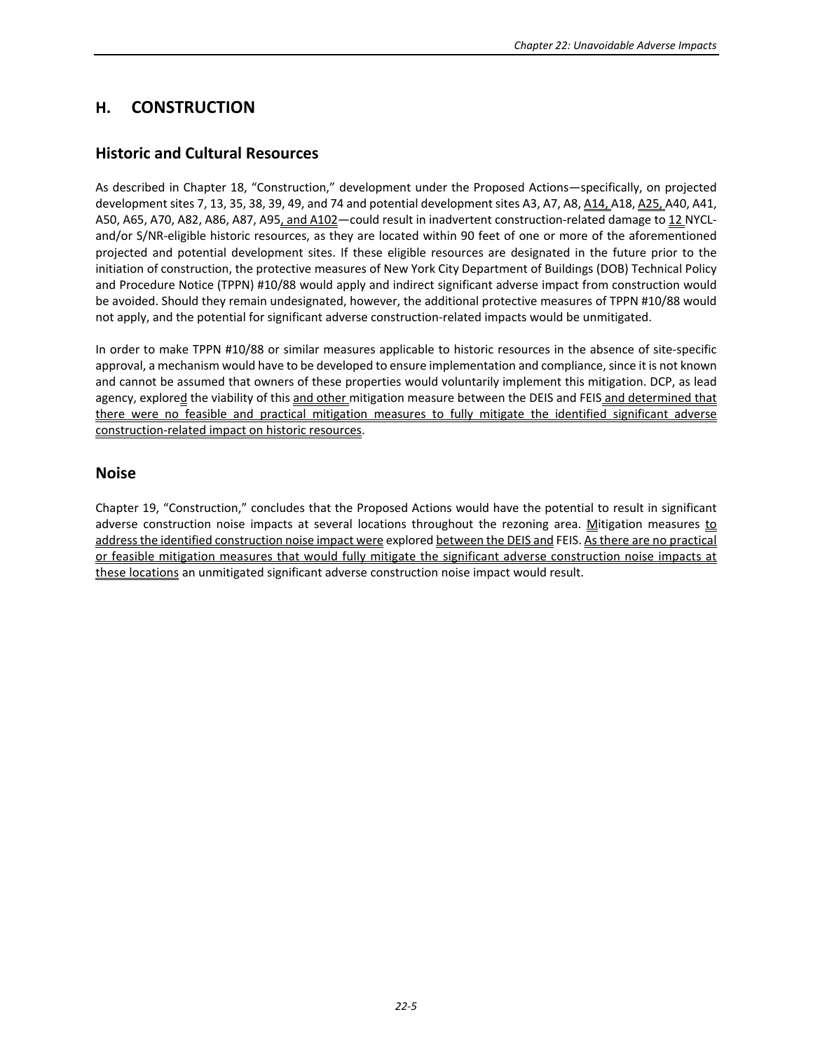## H. CONSTRUCTION

### Historic and Cultural Resources

As described in Chapter 18, "Construction," development under the Proposed Actions—specifically, on projected development sites 7, 13, 35, 38, 39, 49, and 74 and potential development sites A3, A7, A8, A14, A18, A25, A40, A41, A50, A65, A70, A82, A86, A87, A95, and A102—could result in inadvertent construction-related damage to 12 NYCL- and/or S/NR-eligible historic resources, as they are located within 90 feet of one or more of the aforementioned projected and potential development sites. If these eligible resources are designated in the future prior to the initiation of construction, the protective measures of New York City Department of Buildings (DOB) Technical Policy and Procedure Notice (TPPN) #10/88 would apply and indirect significant adverse impact from construction would be avoided. Should they remain undesignated, however, the additional protective measures of TPPN #10/88 would not apply, and the potential for significant adverse construction-related impacts would be unmitigated.

In order to make TPPN #10/88 or similar measures applicable to historic resources in the absence of site-specific approval, a mechanism would have to be developed to ensure implementation and compliance, since it is not known and cannot be assumed that owners of these properties would voluntarily implement this mitigation. DCP, as lead agency, explored the viability of this and other mitigation measure between the DEIS and FEIS and determined that there were no feasible and practical mitigation measures to fully mitigate the identified significant adverse construction-related impact on historic resources.

### Noise

Chapter 19, "Construction," concludes that the Proposed Actions would have the potential to result in significant adverse construction noise impacts at several locations throughout the rezoning area. Mitigation measures to address the identified construction noise impact were explored between the DEIS and FEIS. As there are no practical or feasible mitigation measures that would fully mitigate the significant adverse construction noise impacts at these locations an unmitigated significant adverse construction noise impact would result.